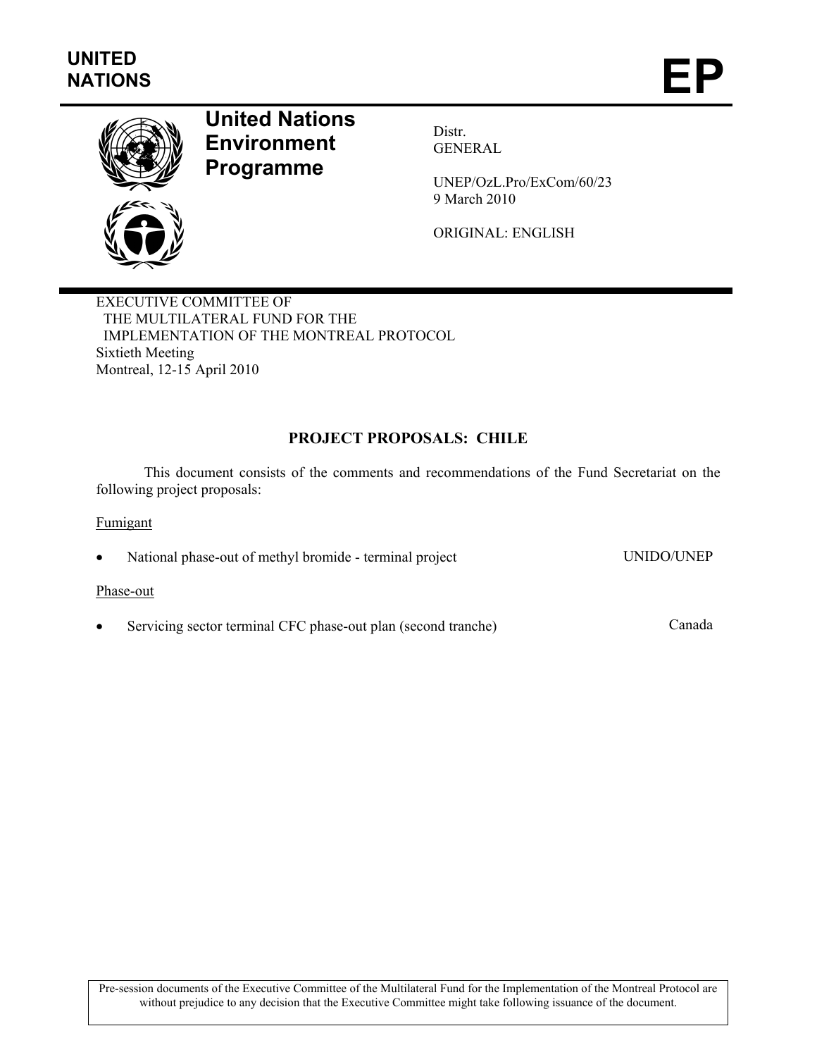UNITED NATIONS

# EP

**United Nations Environment Programme**

Distr.
GENERAL

UNEP/OzL.Pro/ExCom/60/23
9 March 2010

ORIGINAL: ENGLISH

EXECUTIVE COMMITTEE OF
THE MULTILATERAL FUND FOR THE
IMPLEMENTATION OF THE MONTREAL PROTOCOL
Sixtieth Meeting
Montreal, 12-15 April 2010

## PROJECT PROPOSALS: CHILE

This document consists of the comments and recommendations of the Fund Secretariat on the following project proposals:

Fumigant

- National phase-out of methyl bromide - terminal project — UNIDO/UNEP

Phase-out

- Servicing sector terminal CFC phase-out plan (second tranche) — Canada

Pre-session documents of the Executive Committee of the Multilateral Fund for the Implementation of the Montreal Protocol are without prejudice to any decision that the Executive Committee might take following issuance of the document.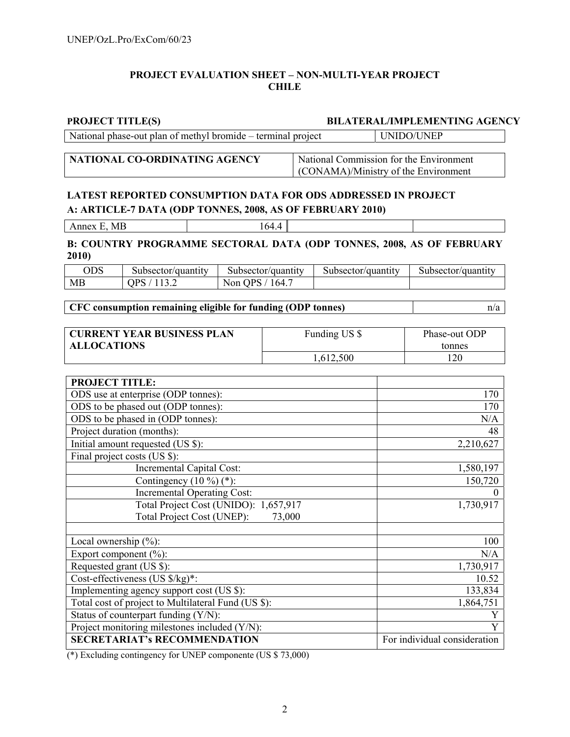**PROJECT EVALUATION SHEET – NON-MULTI-YEAR PROJECT**
**CHILE**

| PROJECT TITLE(S) | BILATERAL/IMPLEMENTING AGENCY |
|---|---|
| National phase-out plan of methyl bromide – terminal project | UNIDO/UNEP |

| NATIONAL CO-ORDINATING AGENCY | National Commission for the Environment (CONAMA)/Ministry of the Environment |
|---|---|

**LATEST REPORTED CONSUMPTION DATA FOR ODS ADDRESSED IN PROJECT**

**A: ARTICLE-7 DATA (ODP TONNES, 2008, AS OF FEBRUARY 2010)**

| Annex E, MB | 164.4 | | |
|---|---|---|---|

**B: COUNTRY PROGRAMME SECTORAL DATA (ODP TONNES, 2008, AS OF FEBRUARY 2010)**

| ODS | Subsector/quantity | Subsector/quantity | Subsector/quantity | Subsector/quantity |
|---|---|---|---|---|
| MB | QPS / 113.2 | Non QPS / 164.7 | | |

| CFC consumption remaining eligible for funding (ODP tonnes) | n/a |
|---|---|

| CURRENT YEAR BUSINESS PLAN ALLOCATIONS | Funding US $ | Phase-out ODP tonnes |
|---|---|---|
| | 1,612,500 | 120 |

| PROJECT TITLE: | |
|---|---|
| ODS use at enterprise (ODP tonnes): | 170 |
| ODS to be phased out (ODP tonnes): | 170 |
| ODS to be phased in (ODP tonnes): | N/A |
| Project duration (months): | 48 |
| Initial amount requested (US $): | 2,210,627 |
| Final project costs (US $): | |
| Incremental Capital Cost: | 1,580,197 |
| Contingency (10 %) (*): | 150,720 |
| Incremental Operating Cost: | 0 |
| Total Project Cost (UNIDO): 1,657,917<br>Total Project Cost (UNEP): 73,000 | 1,730,917 |
| | |
| Local ownership (%): | 100 |
| Export component (%): | N/A |
| Requested grant (US $): | 1,730,917 |
| Cost-effectiveness (US $/kg)*: | 10.52 |
| Implementing agency support cost (US $): | 133,834 |
| Total cost of project to Multilateral Fund (US $): | 1,864,751 |
| Status of counterpart funding (Y/N): | Y |
| Project monitoring milestones included (Y/N): | Y |
| **SECRETARIAT's RECOMMENDATION** | For individual consideration |

(*) Excluding contingency for UNEP componente (US $ 73,000)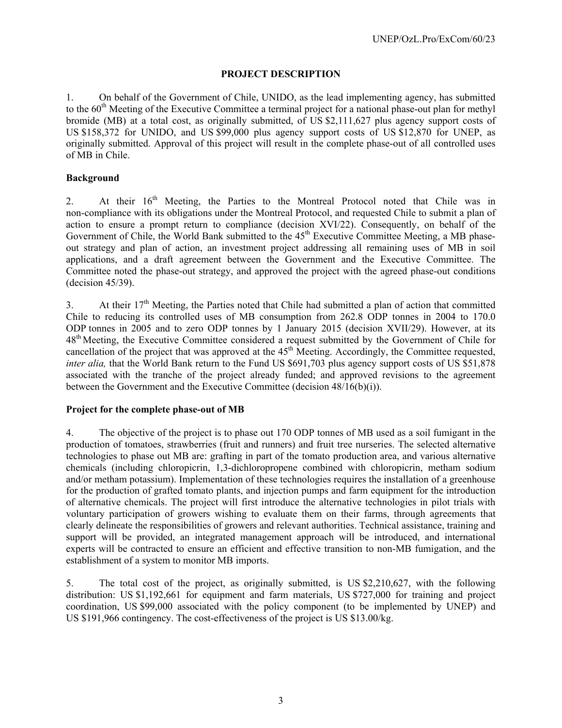## PROJECT DESCRIPTION

1. On behalf of the Government of Chile, UNIDO, as the lead implementing agency, has submitted to the 60th Meeting of the Executive Committee a terminal project for a national phase-out plan for methyl bromide (MB) at a total cost, as originally submitted, of US $2,111,627 plus agency support costs of US $158,372 for UNIDO, and US $99,000 plus agency support costs of US $12,870 for UNEP, as originally submitted. Approval of this project will result in the complete phase-out of all controlled uses of MB in Chile.

### Background

2. At their 16th Meeting, the Parties to the Montreal Protocol noted that Chile was in non-compliance with its obligations under the Montreal Protocol, and requested Chile to submit a plan of action to ensure a prompt return to compliance (decision XVI/22). Consequently, on behalf of the Government of Chile, the World Bank submitted to the 45th Executive Committee Meeting, a MB phase-out strategy and plan of action, an investment project addressing all remaining uses of MB in soil applications, and a draft agreement between the Government and the Executive Committee. The Committee noted the phase-out strategy, and approved the project with the agreed phase-out conditions (decision 45/39).

3. At their 17th Meeting, the Parties noted that Chile had submitted a plan of action that committed Chile to reducing its controlled uses of MB consumption from 262.8 ODP tonnes in 2004 to 170.0 ODP tonnes in 2005 and to zero ODP tonnes by 1 January 2015 (decision XVII/29). However, at its 48th Meeting, the Executive Committee considered a request submitted by the Government of Chile for cancellation of the project that was approved at the 45th Meeting. Accordingly, the Committee requested, *inter alia,* that the World Bank return to the Fund US $691,703 plus agency support costs of US $51,878 associated with the tranche of the project already funded; and approved revisions to the agreement between the Government and the Executive Committee (decision 48/16(b)(i)).

### Project for the complete phase-out of MB

4. The objective of the project is to phase out 170 ODP tonnes of MB used as a soil fumigant in the production of tomatoes, strawberries (fruit and runners) and fruit tree nurseries. The selected alternative technologies to phase out MB are: grafting in part of the tomato production area, and various alternative chemicals (including chloropicrin, 1,3-dichloropropene combined with chloropicrin, metham sodium and/or metham potassium). Implementation of these technologies requires the installation of a greenhouse for the production of grafted tomato plants, and injection pumps and farm equipment for the introduction of alternative chemicals. The project will first introduce the alternative technologies in pilot trials with voluntary participation of growers wishing to evaluate them on their farms, through agreements that clearly delineate the responsibilities of growers and relevant authorities. Technical assistance, training and support will be provided, an integrated management approach will be introduced, and international experts will be contracted to ensure an efficient and effective transition to non-MB fumigation, and the establishment of a system to monitor MB imports.

5. The total cost of the project, as originally submitted, is US $2,210,627, with the following distribution: US $1,192,661 for equipment and farm materials, US $727,000 for training and project coordination, US $99,000 associated with the policy component (to be implemented by UNEP) and US $191,966 contingency. The cost-effectiveness of the project is US $13.00/kg.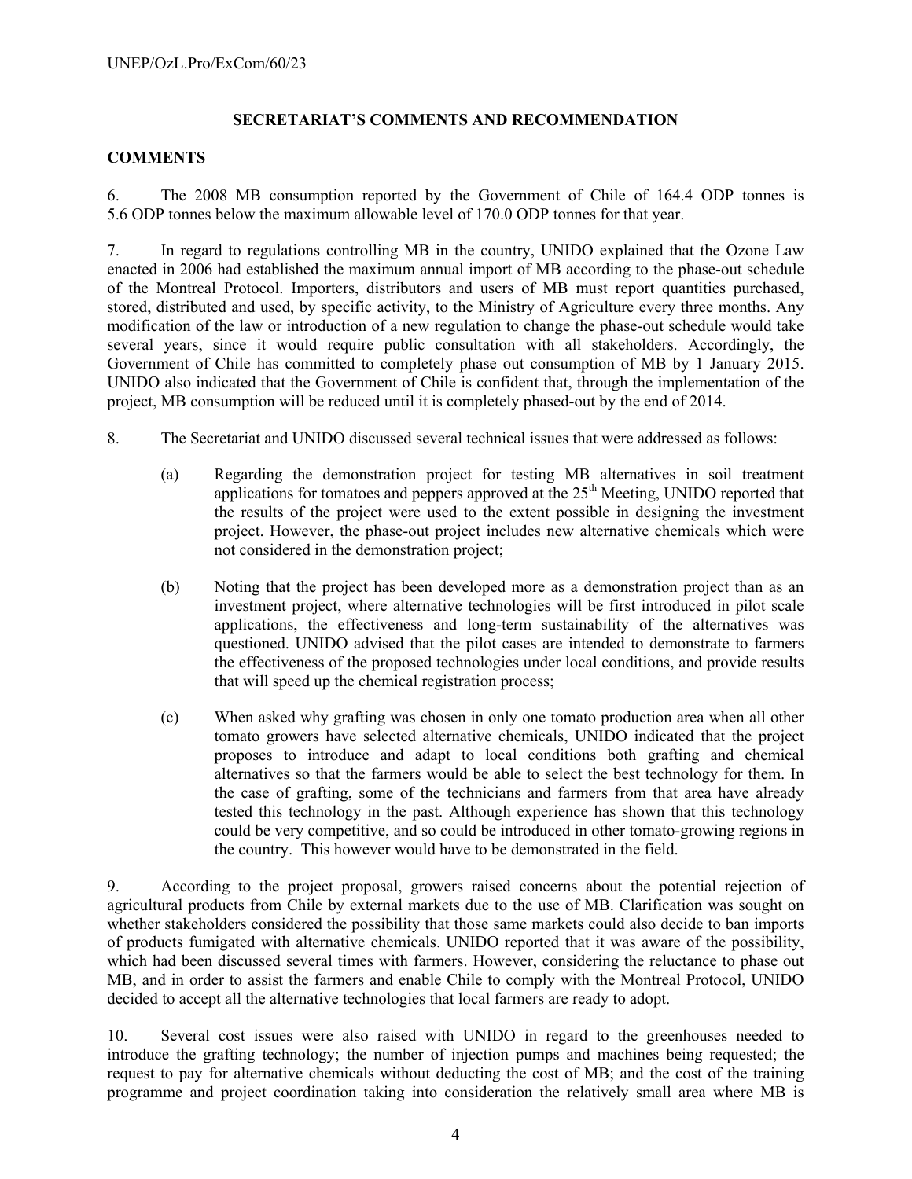## SECRETARIAT'S COMMENTS AND RECOMMENDATION

### COMMENTS

6. The 2008 MB consumption reported by the Government of Chile of 164.4 ODP tonnes is 5.6 ODP tonnes below the maximum allowable level of 170.0 ODP tonnes for that year.

7. In regard to regulations controlling MB in the country, UNIDO explained that the Ozone Law enacted in 2006 had established the maximum annual import of MB according to the phase-out schedule of the Montreal Protocol. Importers, distributors and users of MB must report quantities purchased, stored, distributed and used, by specific activity, to the Ministry of Agriculture every three months. Any modification of the law or introduction of a new regulation to change the phase-out schedule would take several years, since it would require public consultation with all stakeholders. Accordingly, the Government of Chile has committed to completely phase out consumption of MB by 1 January 2015. UNIDO also indicated that the Government of Chile is confident that, through the implementation of the project, MB consumption will be reduced until it is completely phased-out by the end of 2014.

8. The Secretariat and UNIDO discussed several technical issues that were addressed as follows:

(a) Regarding the demonstration project for testing MB alternatives in soil treatment applications for tomatoes and peppers approved at the 25th Meeting, UNIDO reported that the results of the project were used to the extent possible in designing the investment project. However, the phase-out project includes new alternative chemicals which were not considered in the demonstration project;

(b) Noting that the project has been developed more as a demonstration project than as an investment project, where alternative technologies will be first introduced in pilot scale applications, the effectiveness and long-term sustainability of the alternatives was questioned. UNIDO advised that the pilot cases are intended to demonstrate to farmers the effectiveness of the proposed technologies under local conditions, and provide results that will speed up the chemical registration process;

(c) When asked why grafting was chosen in only one tomato production area when all other tomato growers have selected alternative chemicals, UNIDO indicated that the project proposes to introduce and adapt to local conditions both grafting and chemical alternatives so that the farmers would be able to select the best technology for them. In the case of grafting, some of the technicians and farmers from that area have already tested this technology in the past. Although experience has shown that this technology could be very competitive, and so could be introduced in other tomato-growing regions in the country. This however would have to be demonstrated in the field.

9. According to the project proposal, growers raised concerns about the potential rejection of agricultural products from Chile by external markets due to the use of MB. Clarification was sought on whether stakeholders considered the possibility that those same markets could also decide to ban imports of products fumigated with alternative chemicals. UNIDO reported that it was aware of the possibility, which had been discussed several times with farmers. However, considering the reluctance to phase out MB, and in order to assist the farmers and enable Chile to comply with the Montreal Protocol, UNIDO decided to accept all the alternative technologies that local farmers are ready to adopt.

10. Several cost issues were also raised with UNIDO in regard to the greenhouses needed to introduce the grafting technology; the number of injection pumps and machines being requested; the request to pay for alternative chemicals without deducting the cost of MB; and the cost of the training programme and project coordination taking into consideration the relatively small area where MB is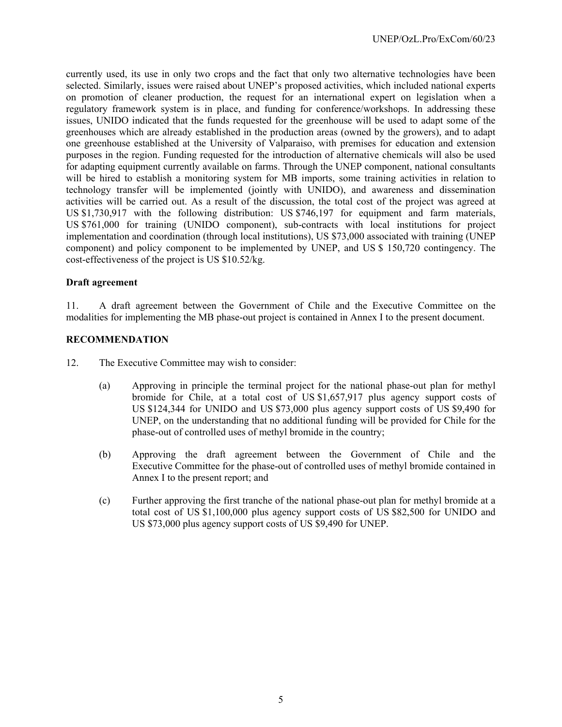currently used, its use in only two crops and the fact that only two alternative technologies have been selected. Similarly, issues were raised about UNEP's proposed activities, which included national experts on promotion of cleaner production, the request for an international expert on legislation when a regulatory framework system is in place, and funding for conference/workshops. In addressing these issues, UNIDO indicated that the funds requested for the greenhouse will be used to adapt some of the greenhouses which are already established in the production areas (owned by the growers), and to adapt one greenhouse established at the University of Valparaiso, with premises for education and extension purposes in the region. Funding requested for the introduction of alternative chemicals will also be used for adapting equipment currently available on farms. Through the UNEP component, national consultants will be hired to establish a monitoring system for MB imports, some training activities in relation to technology transfer will be implemented (jointly with UNIDO), and awareness and dissemination activities will be carried out. As a result of the discussion, the total cost of the project was agreed at US $1,730,917 with the following distribution: US $746,197 for equipment and farm materials, US $761,000 for training (UNIDO component), sub-contracts with local institutions for project implementation and coordination (through local institutions), US $73,000 associated with training (UNEP component) and policy component to be implemented by UNEP, and US $ 150,720 contingency. The cost-effectiveness of the project is US $10.52/kg.

**Draft agreement**

11. A draft agreement between the Government of Chile and the Executive Committee on the modalities for implementing the MB phase-out project is contained in Annex I to the present document.

**RECOMMENDATION**

12. The Executive Committee may wish to consider:

(a) Approving in principle the terminal project for the national phase-out plan for methyl bromide for Chile, at a total cost of US $1,657,917 plus agency support costs of US $124,344 for UNIDO and US $73,000 plus agency support costs of US $9,490 for UNEP, on the understanding that no additional funding will be provided for Chile for the phase-out of controlled uses of methyl bromide in the country;

(b) Approving the draft agreement between the Government of Chile and the Executive Committee for the phase-out of controlled uses of methyl bromide contained in Annex I to the present report; and

(c) Further approving the first tranche of the national phase-out plan for methyl bromide at a total cost of US $1,100,000 plus agency support costs of US $82,500 for UNIDO and US $73,000 plus agency support costs of US $9,490 for UNEP.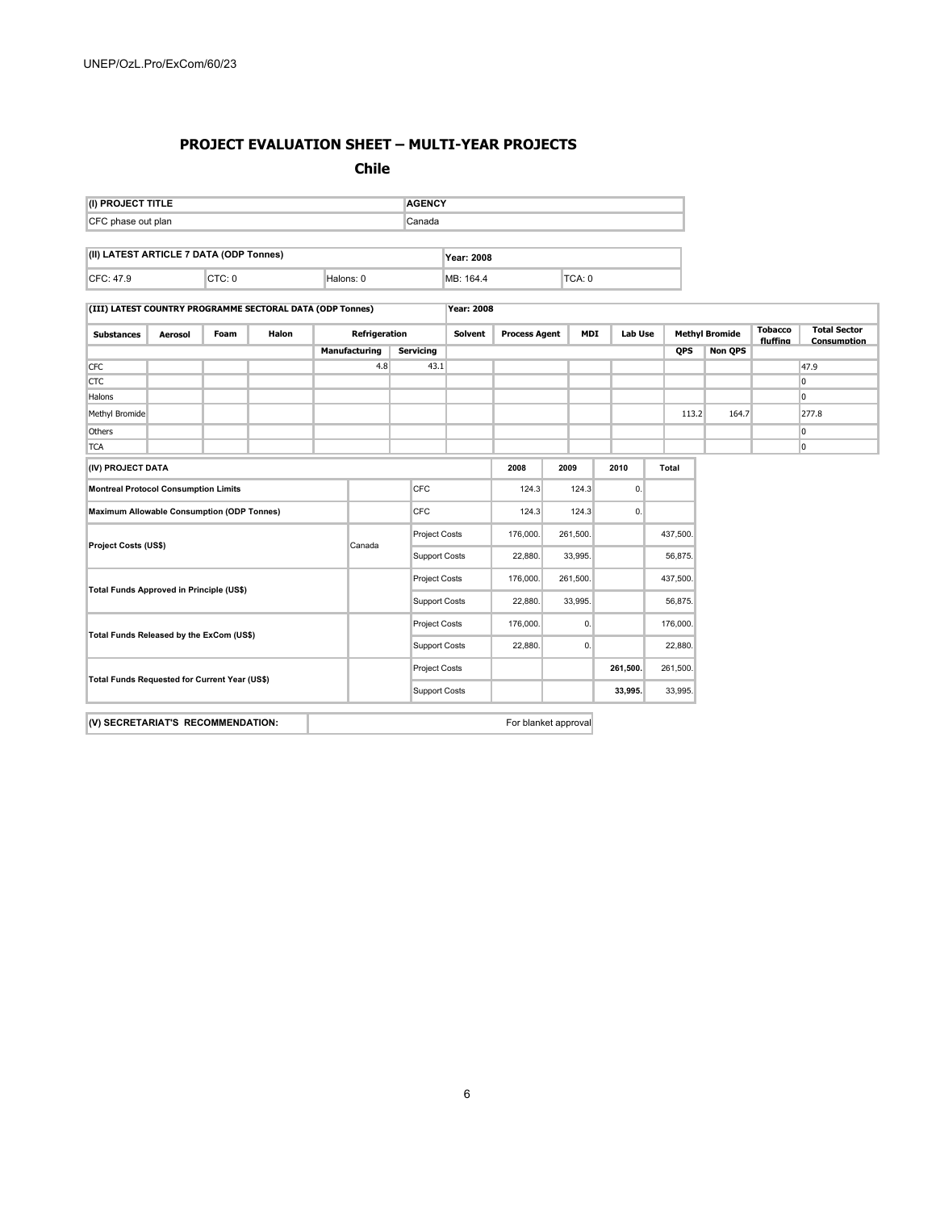## PROJECT EVALUATION SHEET – MULTI-YEAR PROJECTS

### Chile

| (I) PROJECT TITLE | AGENCY |
|---|---|
| CFC phase out plan | Canada |

| (II) LATEST ARTICLE 7 DATA (ODP Tonnes) | | | Year: 2008 | |
|---|---|---|---|---|
| CFC: 47.9 | CTC: 0 | Halons: 0 | MB: 164.4 | TCA: 0 |

| (III) LATEST COUNTRY PROGRAMME SECTORAL DATA (ODP Tonnes) | | | | | | | | | | | | | | Year: 2008 |
|---|---|---|---|---|---|---|---|---|---|---|---|---|---|---|
| Substances | Aerosol | Foam | Halon | Refrigeration | | Solvent | Process Agent | MDI | Lab Use | Methyl Bromide | | Tobacco fluffing | Total Sector Consumption |
| | | | | Manufacturing | Servicing | | | | | QPS | Non QPS | | |
| CFC | | | | 4.8 | 43.1 | | | | | | | | 47.9 |
| CTC | | | | | | | | | | | | | 0 |
| Halons | | | | | | | | | | | | | 0 |
| Methyl Bromide | | | | | | | | | | 113.2 | 164.7 | | 277.8 |
| Others | | | | | | | | | | | | | 0 |
| TCA | | | | | | | | | | | | | 0 |

| (IV) PROJECT DATA | | | 2008 | 2009 | 2010 | Total |
|---|---|---|---|---|---|---|
| Montreal Protocol Consumption Limits | | CFC | 124.3 | 124.3 | 0. | |
| Maximum Allowable Consumption (ODP Tonnes) | | CFC | 124.3 | 124.3 | 0. | |
| Project Costs (US$) | Canada | Project Costs | 176,000. | 261,500. | | 437,500. |
| | | Support Costs | 22,880. | 33,995. | | 56,875. |
| Total Funds Approved in Principle (US$) | | Project Costs | 176,000. | 261,500. | | 437,500. |
| | | Support Costs | 22,880. | 33,995. | | 56,875. |
| Total Funds Released by the ExCom (US$) | | Project Costs | 176,000. | 0. | | 176,000. |
| | | Support Costs | 22,880. | 0. | | 22,880. |
| Total Funds Requested for Current Year (US$) | | Project Costs | | | **261,500.** | 261,500. |
| | | Support Costs | | | **33,995.** | 33,995. |

| (V) SECRETARIAT'S RECOMMENDATION: | For blanket approval |
|---|---|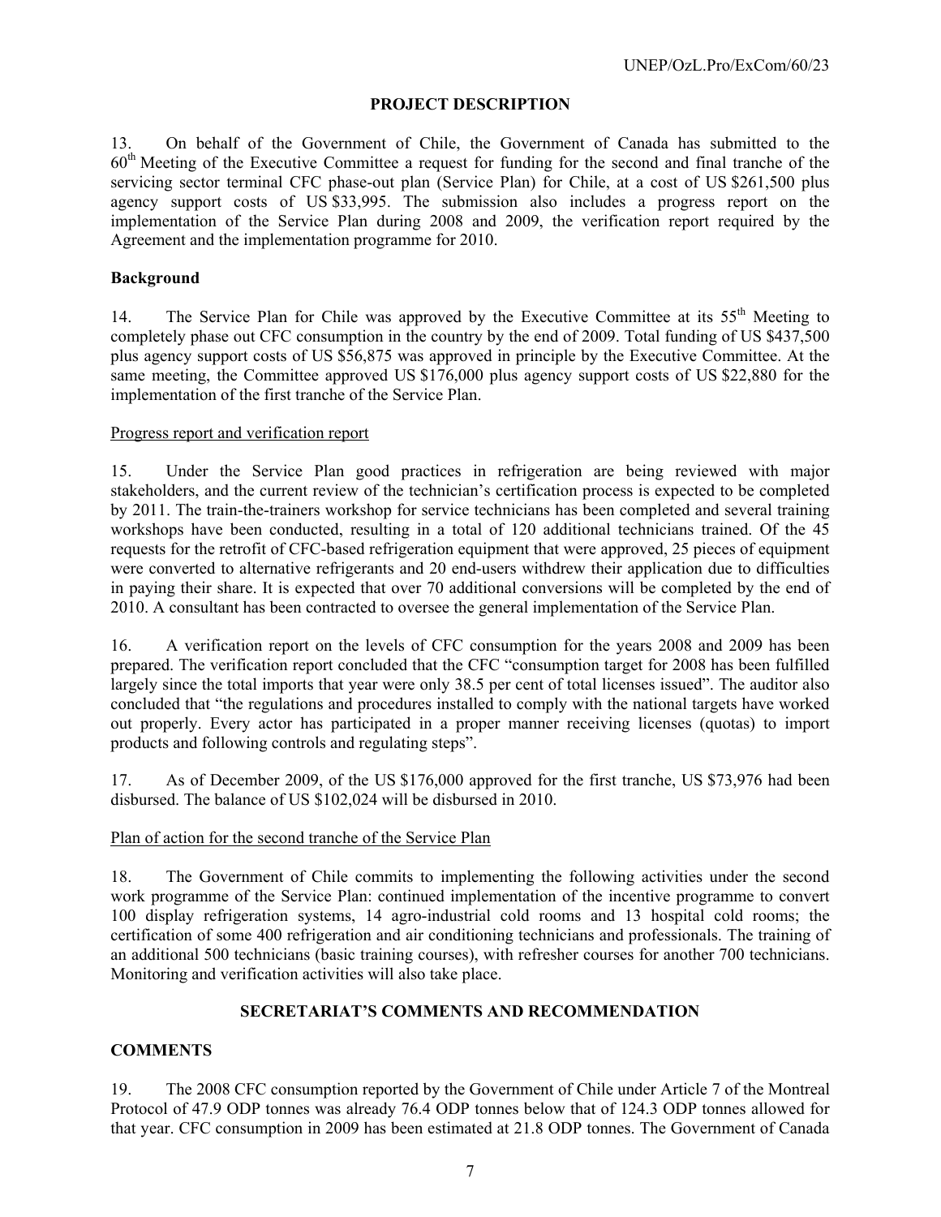## PROJECT DESCRIPTION

13. On behalf of the Government of Chile, the Government of Canada has submitted to the 60th Meeting of the Executive Committee a request for funding for the second and final tranche of the servicing sector terminal CFC phase-out plan (Service Plan) for Chile, at a cost of US $261,500 plus agency support costs of US $33,995. The submission also includes a progress report on the implementation of the Service Plan during 2008 and 2009, the verification report required by the Agreement and the implementation programme for 2010.

### Background

14. The Service Plan for Chile was approved by the Executive Committee at its 55th Meeting to completely phase out CFC consumption in the country by the end of 2009. Total funding of US $437,500 plus agency support costs of US $56,875 was approved in principle by the Executive Committee. At the same meeting, the Committee approved US $176,000 plus agency support costs of US $22,880 for the implementation of the first tranche of the Service Plan.

Progress report and verification report

15. Under the Service Plan good practices in refrigeration are being reviewed with major stakeholders, and the current review of the technician's certification process is expected to be completed by 2011. The train-the-trainers workshop for service technicians has been completed and several training workshops have been conducted, resulting in a total of 120 additional technicians trained. Of the 45 requests for the retrofit of CFC-based refrigeration equipment that were approved, 25 pieces of equipment were converted to alternative refrigerants and 20 end-users withdrew their application due to difficulties in paying their share. It is expected that over 70 additional conversions will be completed by the end of 2010. A consultant has been contracted to oversee the general implementation of the Service Plan.

16. A verification report on the levels of CFC consumption for the years 2008 and 2009 has been prepared. The verification report concluded that the CFC "consumption target for 2008 has been fulfilled largely since the total imports that year were only 38.5 per cent of total licenses issued". The auditor also concluded that "the regulations and procedures installed to comply with the national targets have worked out properly. Every actor has participated in a proper manner receiving licenses (quotas) to import products and following controls and regulating steps".

17. As of December 2009, of the US $176,000 approved for the first tranche, US $73,976 had been disbursed. The balance of US $102,024 will be disbursed in 2010.

Plan of action for the second tranche of the Service Plan

18. The Government of Chile commits to implementing the following activities under the second work programme of the Service Plan: continued implementation of the incentive programme to convert 100 display refrigeration systems, 14 agro-industrial cold rooms and 13 hospital cold rooms; the certification of some 400 refrigeration and air conditioning technicians and professionals. The training of an additional 500 technicians (basic training courses), with refresher courses for another 700 technicians. Monitoring and verification activities will also take place.

## SECRETARIAT'S COMMENTS AND RECOMMENDATION

### COMMENTS

19. The 2008 CFC consumption reported by the Government of Chile under Article 7 of the Montreal Protocol of 47.9 ODP tonnes was already 76.4 ODP tonnes below that of 124.3 ODP tonnes allowed for that year. CFC consumption in 2009 has been estimated at 21.8 ODP tonnes. The Government of Canada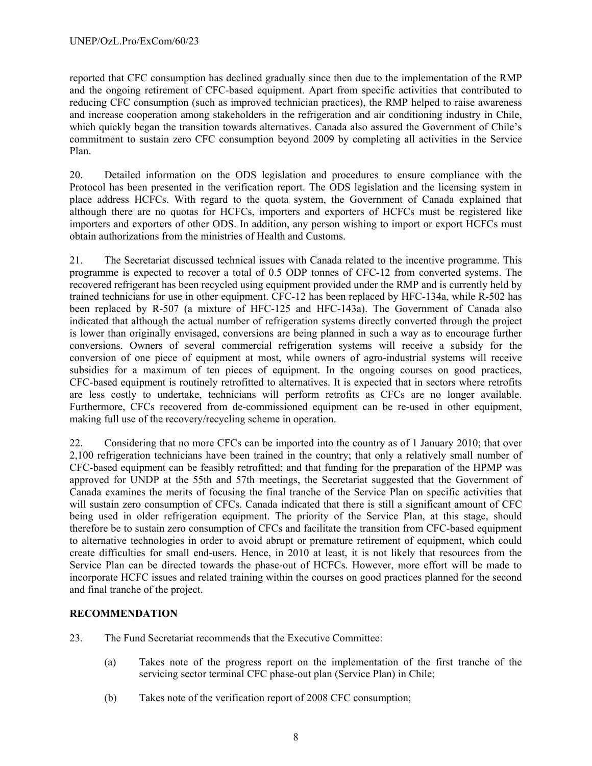reported that CFC consumption has declined gradually since then due to the implementation of the RMP and the ongoing retirement of CFC-based equipment. Apart from specific activities that contributed to reducing CFC consumption (such as improved technician practices), the RMP helped to raise awareness and increase cooperation among stakeholders in the refrigeration and air conditioning industry in Chile, which quickly began the transition towards alternatives. Canada also assured the Government of Chile's commitment to sustain zero CFC consumption beyond 2009 by completing all activities in the Service Plan.

20. Detailed information on the ODS legislation and procedures to ensure compliance with the Protocol has been presented in the verification report. The ODS legislation and the licensing system in place address HCFCs. With regard to the quota system, the Government of Canada explained that although there are no quotas for HCFCs, importers and exporters of HCFCs must be registered like importers and exporters of other ODS. In addition, any person wishing to import or export HCFCs must obtain authorizations from the ministries of Health and Customs.

21. The Secretariat discussed technical issues with Canada related to the incentive programme. This programme is expected to recover a total of 0.5 ODP tonnes of CFC-12 from converted systems. The recovered refrigerant has been recycled using equipment provided under the RMP and is currently held by trained technicians for use in other equipment. CFC-12 has been replaced by HFC-134a, while R-502 has been replaced by R-507 (a mixture of HFC-125 and HFC-143a). The Government of Canada also indicated that although the actual number of refrigeration systems directly converted through the project is lower than originally envisaged, conversions are being planned in such a way as to encourage further conversions. Owners of several commercial refrigeration systems will receive a subsidy for the conversion of one piece of equipment at most, while owners of agro-industrial systems will receive subsidies for a maximum of ten pieces of equipment. In the ongoing courses on good practices, CFC-based equipment is routinely retrofitted to alternatives. It is expected that in sectors where retrofits are less costly to undertake, technicians will perform retrofits as CFCs are no longer available. Furthermore, CFCs recovered from de-commissioned equipment can be re-used in other equipment, making full use of the recovery/recycling scheme in operation.

22. Considering that no more CFCs can be imported into the country as of 1 January 2010; that over 2,100 refrigeration technicians have been trained in the country; that only a relatively small number of CFC-based equipment can be feasibly retrofitted; and that funding for the preparation of the HPMP was approved for UNDP at the 55th and 57th meetings, the Secretariat suggested that the Government of Canada examines the merits of focusing the final tranche of the Service Plan on specific activities that will sustain zero consumption of CFCs. Canada indicated that there is still a significant amount of CFC being used in older refrigeration equipment. The priority of the Service Plan, at this stage, should therefore be to sustain zero consumption of CFCs and facilitate the transition from CFC-based equipment to alternative technologies in order to avoid abrupt or premature retirement of equipment, which could create difficulties for small end-users. Hence, in 2010 at least, it is not likely that resources from the Service Plan can be directed towards the phase-out of HCFCs. However, more effort will be made to incorporate HCFC issues and related training within the courses on good practices planned for the second and final tranche of the project.

## RECOMMENDATION

23. The Fund Secretariat recommends that the Executive Committee:

(a) Takes note of the progress report on the implementation of the first tranche of the servicing sector terminal CFC phase-out plan (Service Plan) in Chile;

(b) Takes note of the verification report of 2008 CFC consumption;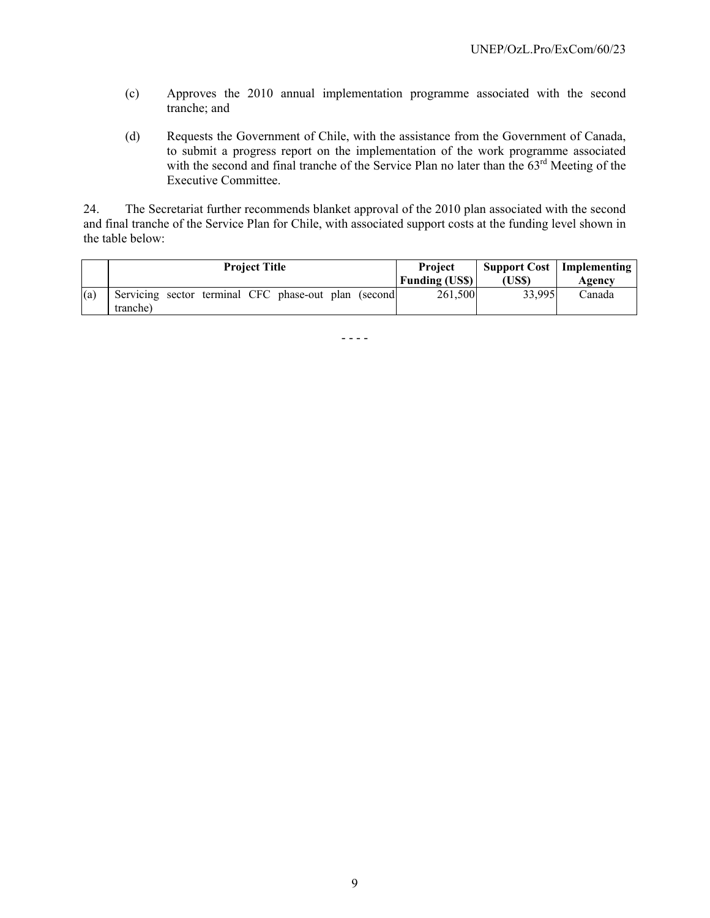(c) Approves the 2010 annual implementation programme associated with the second tranche; and

(d) Requests the Government of Chile, with the assistance from the Government of Canada, to submit a progress report on the implementation of the work programme associated with the second and final tranche of the Service Plan no later than the 63rd Meeting of the Executive Committee.

24. The Secretariat further recommends blanket approval of the 2010 plan associated with the second and final tranche of the Service Plan for Chile, with associated support costs at the funding level shown in the table below:

| | Project Title | Project Funding (US$) | Support Cost (US$) | Implementing Agency |
|---|---|---|---|---|
| (a) | Servicing sector terminal CFC phase-out plan (second tranche) | 261,500 | 33,995 | Canada |

- - - -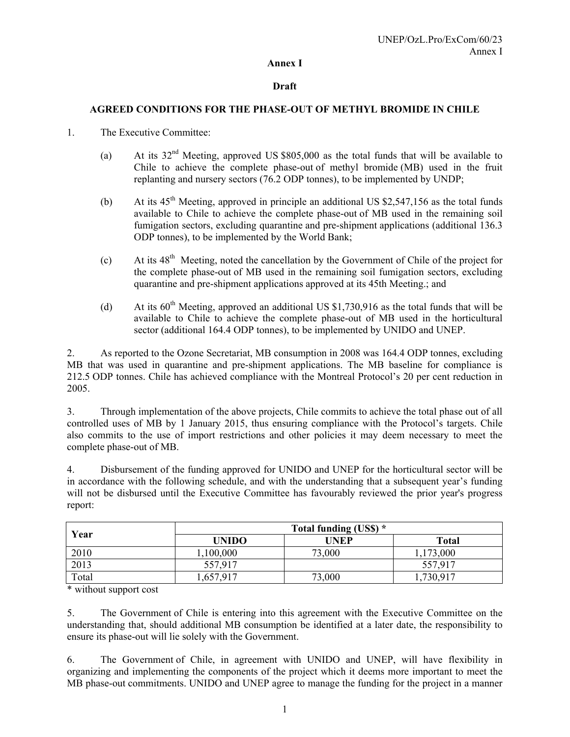**Annex I**

**Draft**

**AGREED CONDITIONS FOR THE PHASE-OUT OF METHYL BROMIDE IN CHILE**

1. The Executive Committee:

   (a) At its 32nd Meeting, approved US $805,000 as the total funds that will be available to Chile to achieve the complete phase-out of methyl bromide (MB) used in the fruit replanting and nursery sectors (76.2 ODP tonnes), to be implemented by UNDP;

   (b) At its 45th Meeting, approved in principle an additional US $2,547,156 as the total funds available to Chile to achieve the complete phase-out of MB used in the remaining soil fumigation sectors, excluding quarantine and pre-shipment applications (additional 136.3 ODP tonnes), to be implemented by the World Bank;

   (c) At its 48th Meeting, noted the cancellation by the Government of Chile of the project for the complete phase-out of MB used in the remaining soil fumigation sectors, excluding quarantine and pre-shipment applications approved at its 45th Meeting.; and

   (d) At its 60th Meeting, approved an additional US $1,730,916 as the total funds that will be available to Chile to achieve the complete phase-out of MB used in the horticultural sector (additional 164.4 ODP tonnes), to be implemented by UNIDO and UNEP.

2. As reported to the Ozone Secretariat, MB consumption in 2008 was 164.4 ODP tonnes, excluding MB that was used in quarantine and pre-shipment applications. The MB baseline for compliance is 212.5 ODP tonnes. Chile has achieved compliance with the Montreal Protocol's 20 per cent reduction in 2005.

3. Through implementation of the above projects, Chile commits to achieve the total phase out of all controlled uses of MB by 1 January 2015, thus ensuring compliance with the Protocol's targets. Chile also commits to the use of import restrictions and other policies it may deem necessary to meet the complete phase-out of MB.

4. Disbursement of the funding approved for UNIDO and UNEP for the horticultural sector will be in accordance with the following schedule, and with the understanding that a subsequent year's funding will not be disbursed until the Executive Committee has favourably reviewed the prior year's progress report:

| Year | Total funding (US$) * | | |
|---|---|---|---|
| | UNIDO | UNEP | Total |
| 2010 | 1,100,000 | 73,000 | 1,173,000 |
| 2013 | 557,917 | | 557,917 |
| Total | 1,657,917 | 73,000 | 1,730,917 |

\* without support cost

5. The Government of Chile is entering into this agreement with the Executive Committee on the understanding that, should additional MB consumption be identified at a later date, the responsibility to ensure its phase-out will lie solely with the Government.

6. The Government of Chile, in agreement with UNIDO and UNEP, will have flexibility in organizing and implementing the components of the project which it deems more important to meet the MB phase-out commitments. UNIDO and UNEP agree to manage the funding for the project in a manner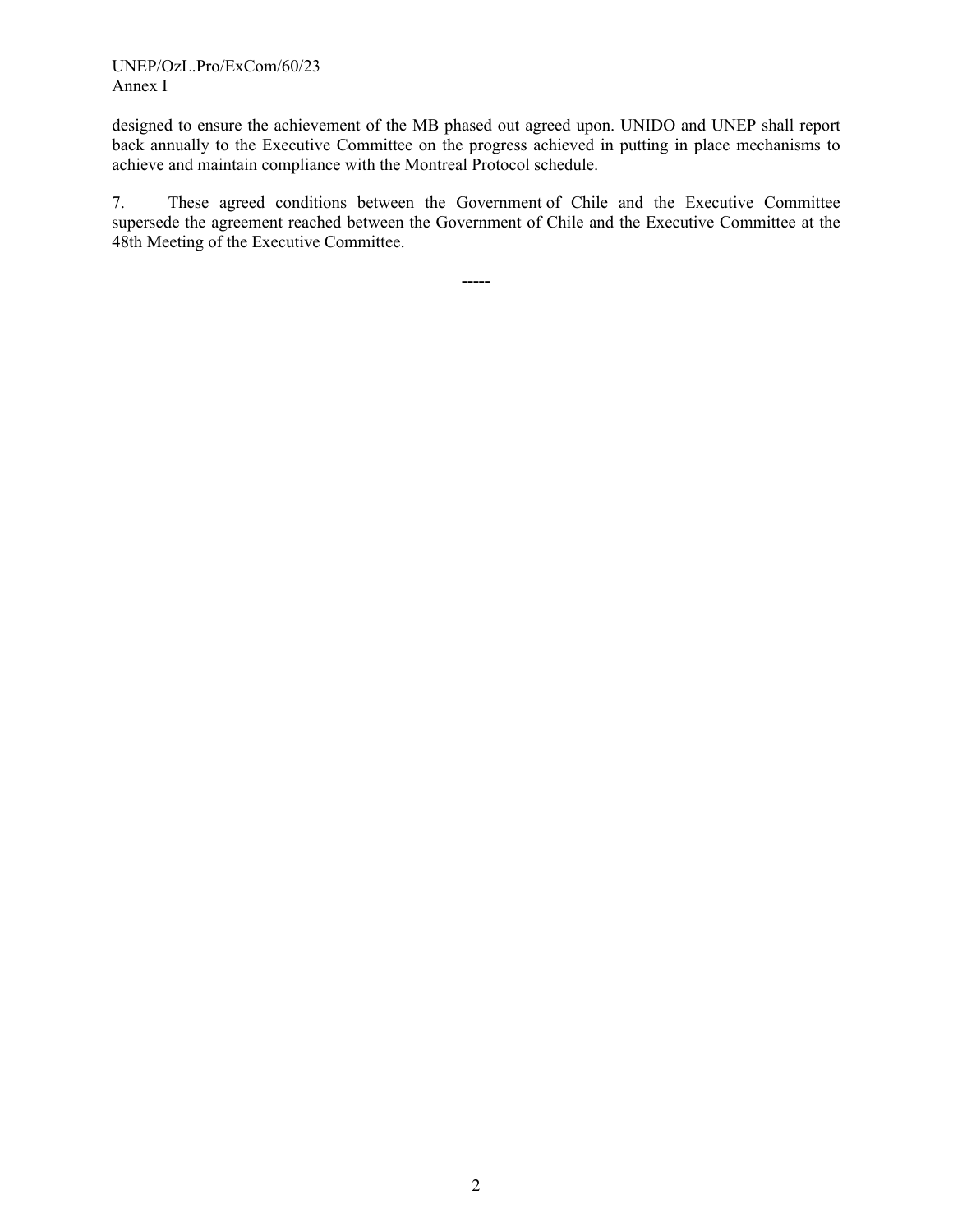designed to ensure the achievement of the MB phased out agreed upon. UNIDO and UNEP shall report back annually to the Executive Committee on the progress achieved in putting in place mechanisms to achieve and maintain compliance with the Montreal Protocol schedule.

7. These agreed conditions between the Government of Chile and the Executive Committee supersede the agreement reached between the Government of Chile and the Executive Committee at the 48th Meeting of the Executive Committee.

-----